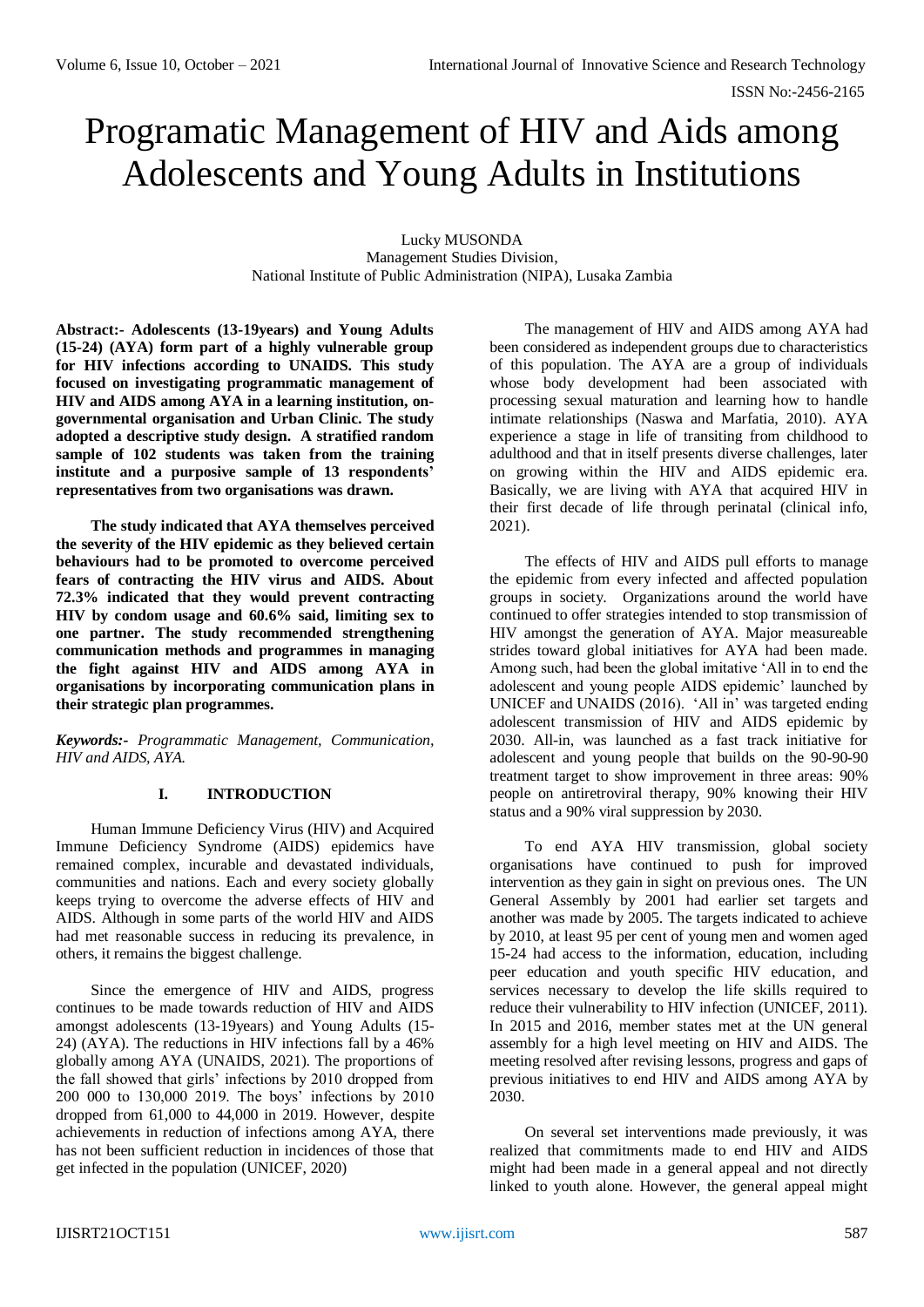# Programatic Management of HIV and Aids among Adolescents and Young Adults in Institutions

Lucky MUSONDA
Management Studies Division,
National Institute of Public Administration (NIPA), Lusaka Zambia

**Abstract:- Adolescents (13-19years) and Young Adults (15-24) (AYA) form part of a highly vulnerable group for HIV infections according to UNAIDS. This study focused on investigating programmatic management of HIV and AIDS among AYA in a learning institution, on-governmental organisation and Urban Clinic. The study adopted a descriptive study design. A stratified random sample of 102 students was taken from the training institute and a purposive sample of 13 respondents' representatives from two organisations was drawn.**

**The study indicated that AYA themselves perceived the severity of the HIV epidemic as they believed certain behaviours had to be promoted to overcome perceived fears of contracting the HIV virus and AIDS. About 72.3% indicated that they would prevent contracting HIV by condom usage and 60.6% said, limiting sex to one partner. The study recommended strengthening communication methods and programmes in managing the fight against HIV and AIDS among AYA in organisations by incorporating communication plans in their strategic plan programmes.**

***Keywords:-*** *Programmatic Management, Communication, HIV and AIDS, AYA.*

## I. INTRODUCTION

Human Immune Deficiency Virus (HIV) and Acquired Immune Deficiency Syndrome (AIDS) epidemics have remained complex, incurable and devastated individuals, communities and nations. Each and every society globally keeps trying to overcome the adverse effects of HIV and AIDS. Although in some parts of the world HIV and AIDS had met reasonable success in reducing its prevalence, in others, it remains the biggest challenge.

Since the emergence of HIV and AIDS, progress continues to be made towards reduction of HIV and AIDS amongst adolescents (13-19years) and Young Adults (15-24) (AYA). The reductions in HIV infections fall by a 46% globally among AYA (UNAIDS, 2021). The proportions of the fall showed that girls' infections by 2010 dropped from 200 000 to 130,000 2019. The boys' infections by 2010 dropped from 61,000 to 44,000 in 2019. However, despite achievements in reduction of infections among AYA, there has not been sufficient reduction in incidences of those that get infected in the population (UNICEF, 2020)

The management of HIV and AIDS among AYA had been considered as independent groups due to characteristics of this population. The AYA are a group of individuals whose body development had been associated with processing sexual maturation and learning how to handle intimate relationships (Naswa and Marfatia, 2010). AYA experience a stage in life of transiting from childhood to adulthood and that in itself presents diverse challenges, later on growing within the HIV and AIDS epidemic era. Basically, we are living with AYA that acquired HIV in their first decade of life through perinatal (clinical info, 2021).

The effects of HIV and AIDS pull efforts to manage the epidemic from every infected and affected population groups in society. Organizations around the world have continued to offer strategies intended to stop transmission of HIV amongst the generation of AYA. Major measureable strides toward global initiatives for AYA had been made. Among such, had been the global imitative 'All in to end the adolescent and young people AIDS epidemic' launched by UNICEF and UNAIDS (2016). 'All in' was targeted ending adolescent transmission of HIV and AIDS epidemic by 2030. All-in, was launched as a fast track initiative for adolescent and young people that builds on the 90-90-90 treatment target to show improvement in three areas: 90% people on antiretroviral therapy, 90% knowing their HIV status and a 90% viral suppression by 2030.

To end AYA HIV transmission, global society organisations have continued to push for improved intervention as they gain in sight on previous ones. The UN General Assembly by 2001 had earlier set targets and another was made by 2005. The targets indicated to achieve by 2010, at least 95 per cent of young men and women aged 15-24 had access to the information, education, including peer education and youth specific HIV education, and services necessary to develop the life skills required to reduce their vulnerability to HIV infection (UNICEF, 2011). In 2015 and 2016, member states met at the UN general assembly for a high level meeting on HIV and AIDS. The meeting resolved after revising lessons, progress and gaps of previous initiatives to end HIV and AIDS among AYA by 2030.

On several set interventions made previously, it was realized that commitments made to end HIV and AIDS might had been made in a general appeal and not directly linked to youth alone. However, the general appeal might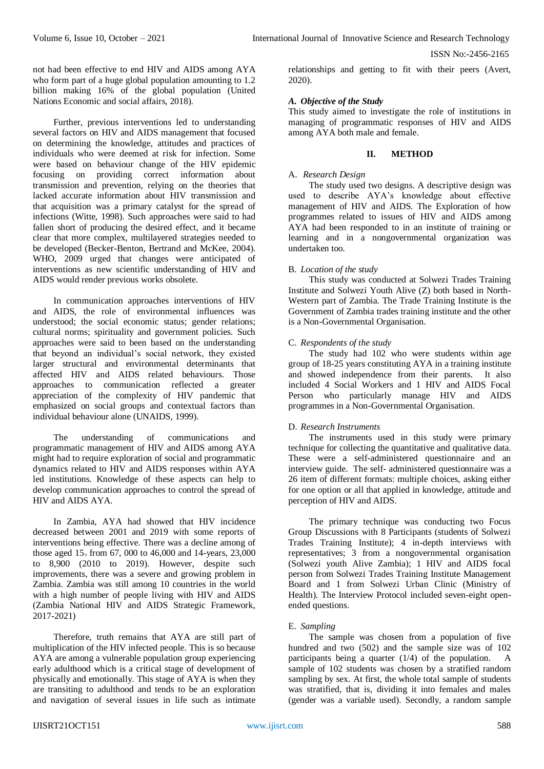not had been effective to end HIV and AIDS among AYA who form part of a huge global population amounting to 1.2 billion making 16% of the global population (United Nations Economic and social affairs, 2018).

Further, previous interventions led to understanding several factors on HIV and AIDS management that focused on determining the knowledge, attitudes and practices of individuals who were deemed at risk for infection. Some were based on behaviour change of the HIV epidemic focusing on providing correct information about transmission and prevention, relying on the theories that lacked accurate information about HIV transmission and that acquisition was a primary catalyst for the spread of infections (Witte, 1998). Such approaches were said to had fallen short of producing the desired effect, and it became clear that more complex, multilayered strategies needed to be developed (Becker-Benton, Bertrand and McKee, 2004). WHO, 2009 urged that changes were anticipated of interventions as new scientific understanding of HIV and AIDS would render previous works obsolete.

In communication approaches interventions of HIV and AIDS, the role of environmental influences was understood; the social economic status; gender relations; cultural norms; spirituality and government policies. Such approaches were said to been based on the understanding that beyond an individual's social network, they existed larger structural and environmental determinants that affected HIV and AIDS related behaviours. Those approaches to communication reflected a greater appreciation of the complexity of HIV pandemic that emphasized on social groups and contextual factors than individual behaviour alone (UNAIDS, 1999).

The understanding of communications and programmatic management of HIV and AIDS among AYA might had to require exploration of social and programmatic dynamics related to HIV and AIDS responses within AYA led institutions. Knowledge of these aspects can help to develop communication approaches to control the spread of HIV and AIDS AYA.

In Zambia, AYA had showed that HIV incidence decreased between 2001 and 2019 with some reports of interventions being effective. There was a decline among of those aged 15+ from 67, 000 to 46,000 and 14-years, 23,000 to 8,900 (2010 to 2019). However, despite such improvements, there was a severe and growing problem in Zambia. Zambia was still among 10 countries in the world with a high number of people living with HIV and AIDS (Zambia National HIV and AIDS Strategic Framework, 2017-2021)

Therefore, truth remains that AYA are still part of multiplication of the HIV infected people. This is so because AYA are among a vulnerable population group experiencing early adulthood which is a critical stage of development of physically and emotionally. This stage of AYA is when they are transiting to adulthood and tends to be an exploration and navigation of several issues in life such as intimate relationships and getting to fit with their peers (Avert, 2020).

### *A. Objective of the Study*

This study aimed to investigate the role of institutions in managing of programmatic responses of HIV and AIDS among AYA both male and female.

## II. METHOD

### A. *Research Design*

The study used two designs. A descriptive design was used to describe AYA's knowledge about effective management of HIV and AIDS. The Exploration of how programmes related to issues of HIV and AIDS among AYA had been responded to in an institute of training or learning and in a nongovernmental organization was undertaken too.

### B. *Location of the study*

This study was conducted at Solwezi Trades Training Institute and Solwezi Youth Alive (Z) both based in North-Western part of Zambia. The Trade Training Institute is the Government of Zambia trades training institute and the other is a Non-Governmental Organisation.

### C. *Respondents of the study*

The study had 102 who were students within age group of 18-25 years constituting AYA in a training institute and showed independence from their parents. It also included 4 Social Workers and 1 HIV and AIDS Focal Person who particularly manage HIV and AIDS programmes in a Non-Governmental Organisation.

### D. *Research Instruments*

The instruments used in this study were primary technique for collecting the quantitative and qualitative data. These were a self-administered questionnaire and an interview guide. The self- administered questionnaire was a 26 item of different formats: multiple choices, asking either for one option or all that applied in knowledge, attitude and perception of HIV and AIDS.

The primary technique was conducting two Focus Group Discussions with 8 Participants (students of Solwezi Trades Training Institute); 4 in-depth interviews with representatives; 3 from a nongovernmental organisation (Solwezi youth Alive Zambia); 1 HIV and AIDS focal person from Solwezi Trades Training Institute Management Board and 1 from Solwezi Urban Clinic (Ministry of Health). The Interview Protocol included seven-eight open-ended questions.

### E. *Sampling*

The sample was chosen from a population of five hundred and two (502) and the sample size was of 102 participants being a quarter (1/4) of the population. A sample of 102 students was chosen by a stratified random sampling by sex. At first, the whole total sample of students was stratified, that is, dividing it into females and males (gender was a variable used). Secondly, a random sample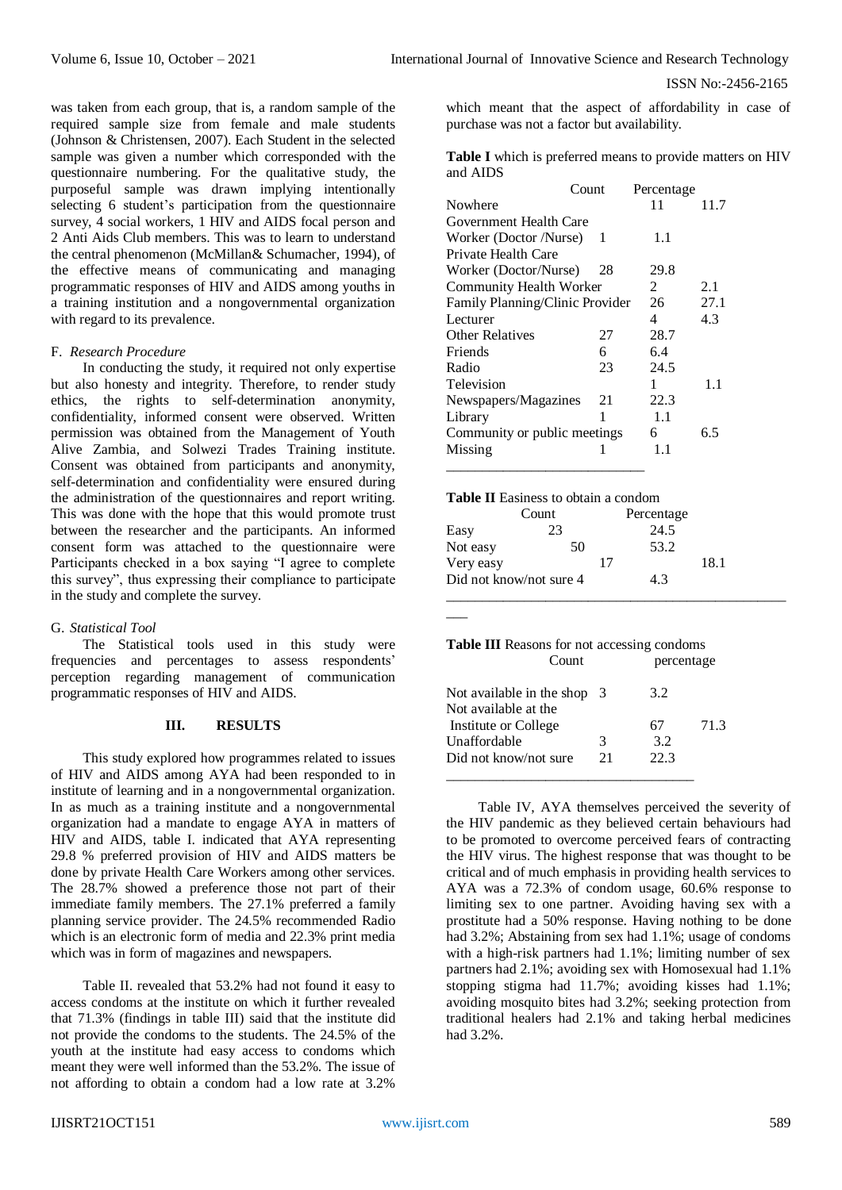was taken from each group, that is, a random sample of the required sample size from female and male students (Johnson & Christensen, 2007). Each Student in the selected sample was given a number which corresponded with the questionnaire numbering. For the qualitative study, the purposeful sample was drawn implying intentionally selecting 6 student's participation from the questionnaire survey, 4 social workers, 1 HIV and AIDS focal person and 2 Anti Aids Club members. This was to learn to understand the central phenomenon (McMillan& Schumacher, 1994), of the effective means of communicating and managing programmatic responses of HIV and AIDS among youths in a training institution and a nongovernmental organization with regard to its prevalence.

### F. *Research Procedure*

In conducting the study, it required not only expertise but also honesty and integrity. Therefore, to render study ethics, the rights to self-determination anonymity, confidentiality, informed consent were observed. Written permission was obtained from the Management of Youth Alive Zambia, and Solwezi Trades Training institute. Consent was obtained from participants and anonymity, self-determination and confidentiality were ensured during the administration of the questionnaires and report writing. This was done with the hope that this would promote trust between the researcher and the participants. An informed consent form was attached to the questionnaire were Participants checked in a box saying "I agree to complete this survey", thus expressing their compliance to participate in the study and complete the survey.

### G. *Statistical Tool*

The Statistical tools used in this study were frequencies and percentages to assess respondents' perception regarding management of communication programmatic responses of HIV and AIDS.

## III. RESULTS

This study explored how programmes related to issues of HIV and AIDS among AYA had been responded to in institute of learning and in a nongovernmental organization. In as much as a training institute and a nongovernmental organization had a mandate to engage AYA in matters of HIV and AIDS, table I. indicated that AYA representing 29.8 % preferred provision of HIV and AIDS matters be done by private Health Care Workers among other services. The 28.7% showed a preference those not part of their immediate family members. The 27.1% preferred a family planning service provider. The 24.5% recommended Radio which is an electronic form of media and 22.3% print media which was in form of magazines and newspapers.

Table II. revealed that 53.2% had not found it easy to access condoms at the institute on which it further revealed that 71.3% (findings in table III) said that the institute did not provide the condoms to the students. The 24.5% of the youth at the institute had easy access to condoms which meant they were well informed than the 53.2%. The issue of not affording to obtain a condom had a low rate at 3.2% which meant that the aspect of affordability in case of purchase was not a factor but availability.

**Table I** which is preferred means to provide matters on HIV and AIDS

| | Count | Percentage |
|---|---|---|
| Nowhere | 11 | 11.7 |
| Government Health Care Worker (Doctor /Nurse) | 1 | 1.1 |
| Private Health Care Worker (Doctor/Nurse) | 28 | 29.8 |
| Community Health Worker | 2 | 2.1 |
| Family Planning/Clinic Provider | 26 | 27.1 |
| Lecturer | 4 | 4.3 |
| Other Relatives | 27 | 28.7 |
| Friends | 6 | 6.4 |
| Radio | 23 | 24.5 |
| Television | 1 | 1.1 |
| Newspapers/Magazines | 21 | 22.3 |
| Library | 1 | 1.1 |
| Community or public meetings | 6 | 6.5 |
| Missing | 1 | 1.1 |

**Table II** Easiness to obtain a condom

| | Count | Percentage |
|---|---|---|
| Easy | 23 | 24.5 |
| Not easy | 50 | 53.2 |
| Very easy | 17 | 18.1 |
| Did not know/not sure | 4 | 4.3 |

**Table III** Reasons for not accessing condoms

| | Count | percentage |
|---|---|---|
| Not available in the shop | 3 | 3.2 |
| Not available at the Institute or College | 67 | 71.3 |
| Unaffordable | 3 | 3.2 |
| Did not know/not sure | 21 | 22.3 |

Table IV, AYA themselves perceived the severity of the HIV pandemic as they believed certain behaviours had to be promoted to overcome perceived fears of contracting the HIV virus. The highest response that was thought to be critical and of much emphasis in providing health services to AYA was a 72.3% of condom usage, 60.6% response to limiting sex to one partner. Avoiding having sex with a prostitute had a 50% response. Having nothing to be done had 3.2%; Abstaining from sex had 1.1%; usage of condoms with a high-risk partners had 1.1%; limiting number of sex partners had 2.1%; avoiding sex with Homosexual had 1.1% stopping stigma had 11.7%; avoiding kisses had 1.1%; avoiding mosquito bites had 3.2%; seeking protection from traditional healers had 2.1% and taking herbal medicines had 3.2%.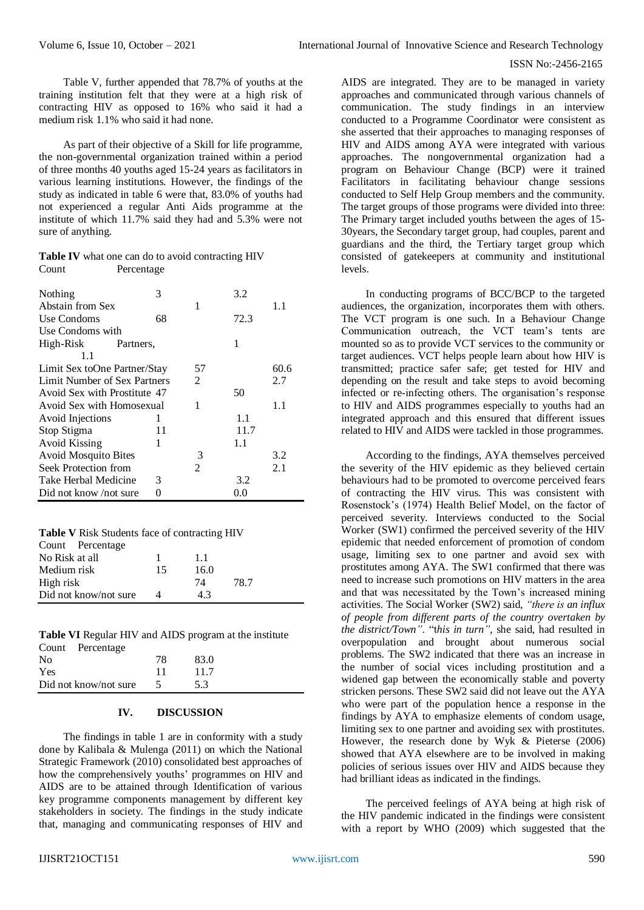Table V, further appended that 78.7% of youths at the training institution felt that they were at a high risk of contracting HIV as opposed to 16% who said it had a medium risk 1.1% who said it had none.

As part of their objective of a Skill for life programme, the non-governmental organization trained within a period of three months 40 youths aged 15-24 years as facilitators in various learning institutions. However, the findings of the study as indicated in table 6 were that, 83.0% of youths had not experienced a regular Anti Aids programme at the institute of which 11.7% said they had and 5.3% were not sure of anything.

**Table IV** what one can do to avoid contracting HIV

| | Count | Percentage |
|---|---|---|
| Nothing | 3 | 3.2 |
| Abstain from Sex | 1 | 1.1 |
| Use Condoms | 68 | 72.3 |
| Use Condoms with High-Risk Partners, | 1 | 1.1 |
| Limit Sex toOne Partner/Stay | 57 | 60.6 |
| Limit Number of Sex Partners | 2 | 2.7 |
| Avoid Sex with Prostitute | 47 | 50 |
| Avoid Sex with Homosexual | 1 | 1.1 |
| Avoid Injections | 1 | 1.1 |
| Stop Stigma | 11 | 11.7 |
| Avoid Kissing | 1 | 1.1 |
| Avoid Mosquito Bites | 3 | 3.2 |
| Seek Protection from | 2 | 2.1 |
| Take Herbal Medicine | 3 | 3.2 |
| Did not know /not sure | 0 | 0.0 |

**Table V** Risk Students face of contracting HIV

| | Count | Percentage |
|---|---|---|
| No Risk at all | 1 | 1.1 |
| Medium risk | 15 | 16.0 |
| High risk | 74 | 78.7 |
| Did not know/not sure | 4 | 4.3 |

**Table VI** Regular HIV and AIDS program at the institute

| | Count | Percentage |
|---|---|---|
| No | 78 | 83.0 |
| Yes | 11 | 11.7 |
| Did not know/not sure | 5 | 5.3 |

## IV. DISCUSSION

The findings in table 1 are in conformity with a study done by Kalibala & Mulenga (2011) on which the National Strategic Framework (2010) consolidated best approaches of how the comprehensively youths' programmes on HIV and AIDS are to be attained through Identification of various key programme components management by different key stakeholders in society. The findings in the study indicate that, managing and communicating responses of HIV and AIDS are integrated. They are to be managed in variety approaches and communicated through various channels of communication. The study findings in an interview conducted to a Programme Coordinator were consistent as she asserted that their approaches to managing responses of HIV and AIDS among AYA were integrated with various approaches. The nongovernmental organization had a program on Behaviour Change (BCP) were it trained Facilitators in facilitating behaviour change sessions conducted to Self Help Group members and the community. The target groups of those programs were divided into three: The Primary target included youths between the ages of 15-30years, the Secondary target group, had couples, parent and guardians and the third, the Tertiary target group which consisted of gatekeepers at community and institutional levels.

In conducting programs of BCC/BCP to the targeted audiences, the organization, incorporates them with others. The VCT program is one such. In a Behaviour Change Communication outreach, the VCT team's tents are mounted so as to provide VCT services to the community or target audiences. VCT helps people learn about how HIV is transmitted; practice safer safe; get tested for HIV and depending on the result and take steps to avoid becoming infected or re-infecting others. The organisation's response to HIV and AIDS programmes especially to youths had an integrated approach and this ensured that different issues related to HIV and AIDS were tackled in those programmes.

According to the findings, AYA themselves perceived the severity of the HIV epidemic as they believed certain behaviours had to be promoted to overcome perceived fears of contracting the HIV virus. This was consistent with Rosenstock's (1974) Health Belief Model, on the factor of perceived severity. Interviews conducted to the Social Worker (SW1) confirmed the perceived severity of the HIV epidemic that needed enforcement of promotion of condom usage, limiting sex to one partner and avoid sex with prostitutes among AYA. The SW1 confirmed that there was need to increase such promotions on HIV matters in the area and that was necessitated by the Town's increased mining activities. The Social Worker (SW2) said, *"there is an influx of people from different parts of the country overtaken by the district/Town"*. "t*his in turn"*, she said, had resulted in overpopulation and brought about numerous social problems. The SW2 indicated that there was an increase in the number of social vices including prostitution and a widened gap between the economically stable and poverty stricken persons. These SW2 said did not leave out the AYA who were part of the population hence a response in the findings by AYA to emphasize elements of condom usage, limiting sex to one partner and avoiding sex with prostitutes. However, the research done by Wyk & Pieterse (2006) showed that AYA elsewhere are to be involved in making policies of serious issues over HIV and AIDS because they had brilliant ideas as indicated in the findings.

The perceived feelings of AYA being at high risk of the HIV pandemic indicated in the findings were consistent with a report by WHO (2009) which suggested that the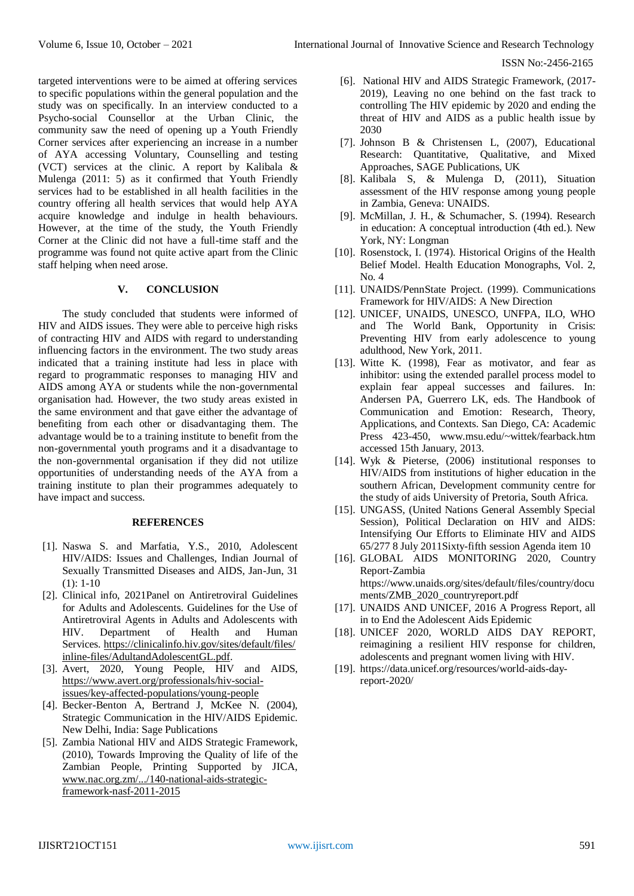targeted interventions were to be aimed at offering services to specific populations within the general population and the study was on specifically. In an interview conducted to a Psycho-social Counsellor at the Urban Clinic, the community saw the need of opening up a Youth Friendly Corner services after experiencing an increase in a number of AYA accessing Voluntary, Counselling and testing (VCT) services at the clinic. A report by Kalibala & Mulenga (2011: 5) as it confirmed that Youth Friendly services had to be established in all health facilities in the country offering all health services that would help AYA acquire knowledge and indulge in health behaviours. However, at the time of the study, the Youth Friendly Corner at the Clinic did not have a full-time staff and the programme was found not quite active apart from the Clinic staff helping when need arose.

## V. CONCLUSION

The study concluded that students were informed of HIV and AIDS issues. They were able to perceive high risks of contracting HIV and AIDS with regard to understanding influencing factors in the environment. The two study areas indicated that a training institute had less in place with regard to programmatic responses to managing HIV and AIDS among AYA or students while the non-governmental organisation had. However, the two study areas existed in the same environment and that gave either the advantage of benefiting from each other or disadvantaging them. The advantage would be to a training institute to benefit from the non-governmental youth programs and it a disadvantage to the non-governmental organisation if they did not utilize opportunities of understanding needs of the AYA from a training institute to plan their programmes adequately to have impact and success.

## REFERENCES

[1]. Naswa S. and Marfatia, Y.S., 2010, Adolescent HIV/AIDS: Issues and Challenges, Indian Journal of Sexually Transmitted Diseases and AIDS, Jan-Jun, 31 (1): 1-10

[2]. Clinical info, 2021Panel on Antiretroviral Guidelines for Adults and Adolescents. Guidelines for the Use of Antiretroviral Agents in Adults and Adolescents with HIV. Department of Health and Human Services. https://clinicalinfo.hiv.gov/sites/default/files/inline-files/AdultandAdolescentGL.pdf.

[3]. Avert, 2020, Young People, HIV and AIDS, https://www.avert.org/professionals/hiv-social-issues/key-affected-populations/young-people

[4]. Becker-Benton A, Bertrand J, McKee N. (2004), Strategic Communication in the HIV/AIDS Epidemic. New Delhi, India: Sage Publications

[5]. Zambia National HIV and AIDS Strategic Framework, (2010), Towards Improving the Quality of life of the Zambian People, Printing Supported by JICA, www.nac.org.zm/.../140-national-aids-strategic-framework-nasf-2011-2015

[6]. National HIV and AIDS Strategic Framework, (2017-2019), Leaving no one behind on the fast track to controlling The HIV epidemic by 2020 and ending the threat of HIV and AIDS as a public health issue by 2030

[7]. Johnson B & Christensen L, (2007), Educational Research: Quantitative, Qualitative, and Mixed Approaches, SAGE Publications, UK

[8]. Kalibala S, & Mulenga D, (2011), Situation assessment of the HIV response among young people in Zambia, Geneva: UNAIDS.

[9]. McMillan, J. H., & Schumacher, S. (1994). Research in education: A conceptual introduction (4th ed.). New York, NY: Longman

[10]. Rosenstock, I. (1974). Historical Origins of the Health Belief Model. Health Education Monographs, Vol. 2, No. 4

[11]. UNAIDS/PennState Project. (1999). Communications Framework for HIV/AIDS: A New Direction

[12]. UNICEF, UNAIDS, UNESCO, UNFPA, ILO, WHO and The World Bank, Opportunity in Crisis: Preventing HIV from early adolescence to young adulthood, New York, 2011.

[13]. Witte K. (1998), Fear as motivator, and fear as inhibitor: using the extended parallel process model to explain fear appeal successes and failures. In: Andersen PA, Guerrero LK, eds. The Handbook of Communication and Emotion: Research, Theory, Applications, and Contexts. San Diego, CA: Academic Press 423-450, www.msu.edu/~wittek/fearback.htm accessed 15th January, 2013.

[14]. Wyk & Pieterse, (2006) institutional responses to HIV/AIDS from institutions of higher education in the southern African, Development community centre for the study of aids University of Pretoria, South Africa.

[15]. UNGASS, (United Nations General Assembly Special Session), Political Declaration on HIV and AIDS: Intensifying Our Efforts to Eliminate HIV and AIDS 65/277 8 July 2011Sixty-fifth session Agenda item 10

[16]. GLOBAL AIDS MONITORING 2020, Country Report-Zambia https://www.unaids.org/sites/default/files/country/documents/ZMB_2020_countryreport.pdf

[17]. UNAIDS AND UNICEF, 2016 A Progress Report, all in to End the Adolescent Aids Epidemic

[18]. UNICEF 2020, WORLD AIDS DAY REPORT, reimagining a resilient HIV response for children, adolescents and pregnant women living with HIV.

[19]. https://data.unicef.org/resources/world-aids-day-report-2020/